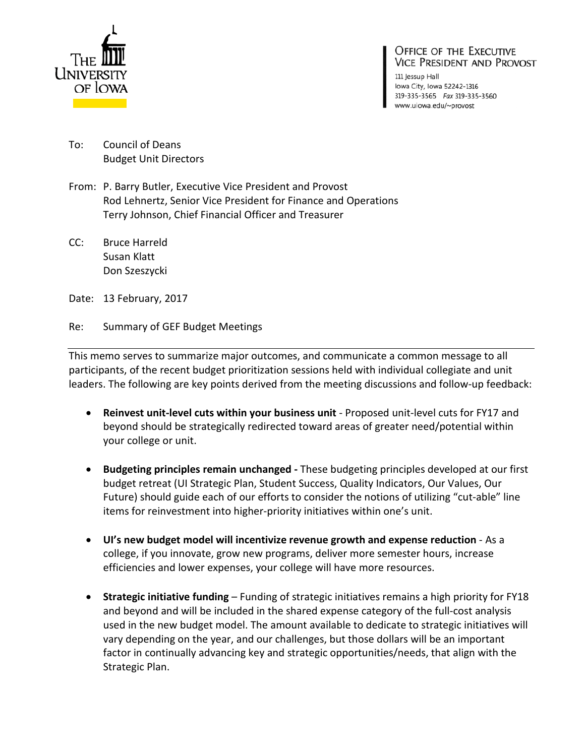The University of Iowa

**Office of the Executive Vice President and Provost**
111 Jessup Hall
Iowa City, Iowa 52242-1316
319-335-3565 Fax 319-335-3560
www.uiowa.edu/~provost

To: Council of Deans
Budget Unit Directors

From: P. Barry Butler, Executive Vice President and Provost
Rod Lehnertz, Senior Vice President for Finance and Operations
Terry Johnson, Chief Financial Officer and Treasurer

CC: Bruce Harreld
Susan Klatt
Don Szeszycki

Date: 13 February, 2017

Re: Summary of GEF Budget Meetings

---

This memo serves to summarize major outcomes, and communicate a common message to all participants, of the recent budget prioritization sessions held with individual collegiate and unit leaders. The following are key points derived from the meeting discussions and follow-up feedback:

- **Reinvest unit-level cuts within your business unit** - Proposed unit-level cuts for FY17 and beyond should be strategically redirected toward areas of greater need/potential within your college or unit.
- **Budgeting principles remain unchanged -** These budgeting principles developed at our first budget retreat (UI Strategic Plan, Student Success, Quality Indicators, Our Values, Our Future) should guide each of our efforts to consider the notions of utilizing "cut-able" line items for reinvestment into higher-priority initiatives within one's unit.
- **UI's new budget model will incentivize revenue growth and expense reduction** - As a college, if you innovate, grow new programs, deliver more semester hours, increase efficiencies and lower expenses, your college will have more resources.
- **Strategic initiative funding** – Funding of strategic initiatives remains a high priority for FY18 and beyond and will be included in the shared expense category of the full-cost analysis used in the new budget model. The amount available to dedicate to strategic initiatives will vary depending on the year, and our challenges, but those dollars will be an important factor in continually advancing key and strategic opportunities/needs, that align with the Strategic Plan.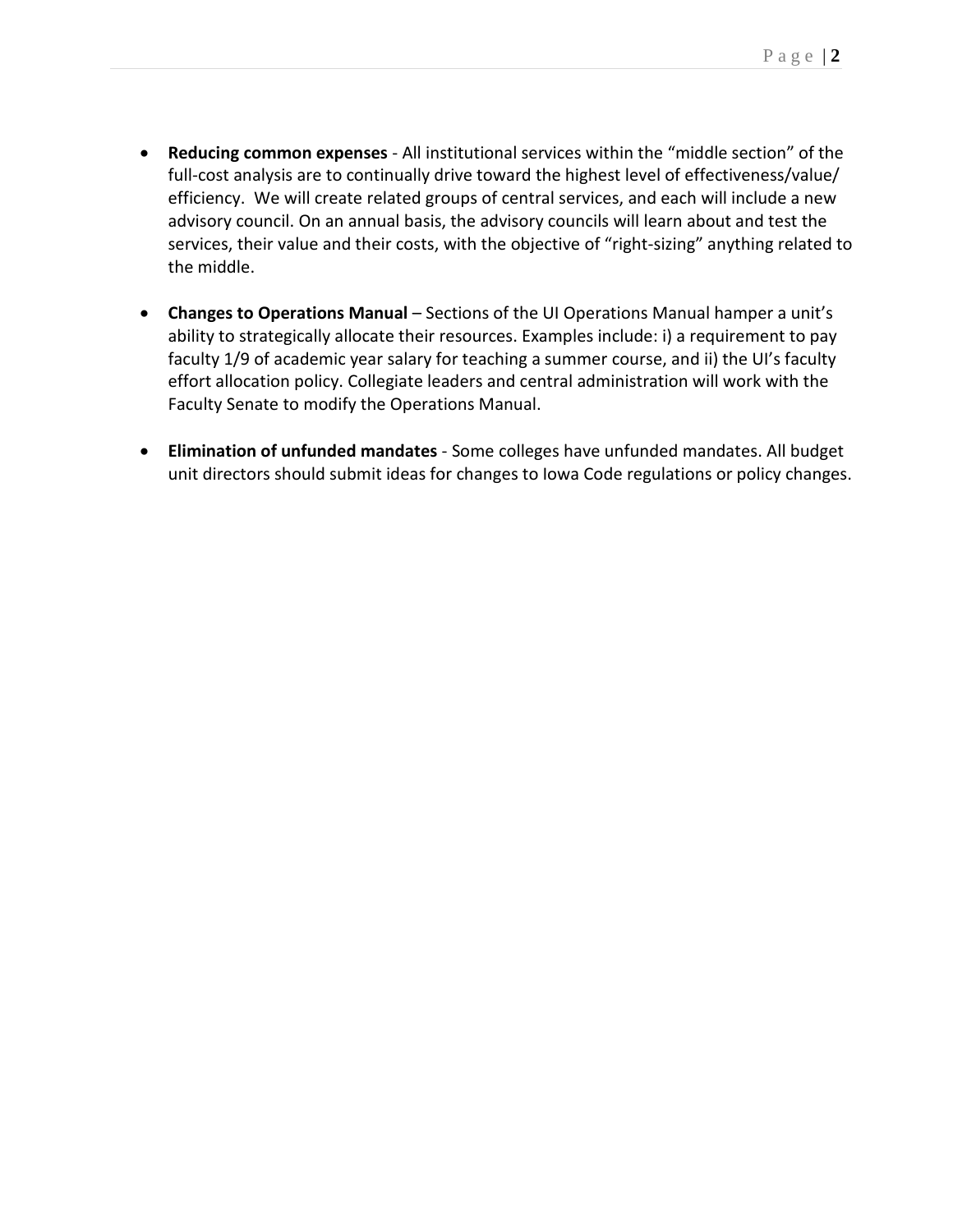- **Reducing common expenses** - All institutional services within the "middle section" of the full-cost analysis are to continually drive toward the highest level of effectiveness/value/ efficiency. We will create related groups of central services, and each will include a new advisory council. On an annual basis, the advisory councils will learn about and test the services, their value and their costs, with the objective of "right-sizing" anything related to the middle.

- **Changes to Operations Manual** – Sections of the UI Operations Manual hamper a unit's ability to strategically allocate their resources. Examples include: i) a requirement to pay faculty 1/9 of academic year salary for teaching a summer course, and ii) the UI's faculty effort allocation policy. Collegiate leaders and central administration will work with the Faculty Senate to modify the Operations Manual.

- **Elimination of unfunded mandates** - Some colleges have unfunded mandates. All budget unit directors should submit ideas for changes to Iowa Code regulations or policy changes.